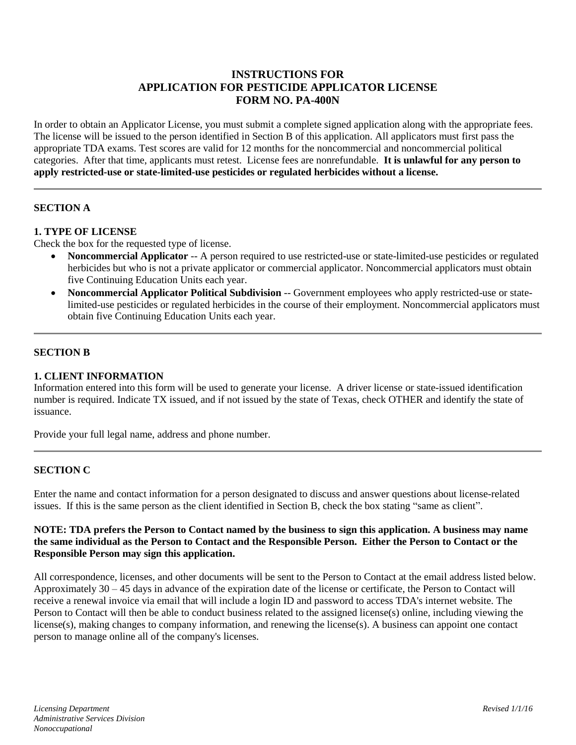# INSTRUCTIONS FOR
# APPLICATION FOR PESTICIDE APPLICATOR LICENSE
# FORM NO. PA-400N

In order to obtain an Applicator License, you must submit a complete signed application along with the appropriate fees. The license will be issued to the person identified in Section B of this application. All applicators must first pass the appropriate TDA exams. Test scores are valid for 12 months for the noncommercial and noncommercial political categories. After that time, applicants must retest. License fees are nonrefundable. **It is unlawful for any person to apply restricted-use or state-limited-use pesticides or regulated herbicides without a license.**

---

## SECTION A

### 1. TYPE OF LICENSE

Check the box for the requested type of license.

- **Noncommercial Applicator** -- A person required to use restricted-use or state-limited-use pesticides or regulated herbicides but who is not a private applicator or commercial applicator. Noncommercial applicators must obtain five Continuing Education Units each year.
- **Noncommercial Applicator Political Subdivision** -- Government employees who apply restricted-use or state-limited-use pesticides or regulated herbicides in the course of their employment. Noncommercial applicators must obtain five Continuing Education Units each year.

---

## SECTION B

### 1. CLIENT INFORMATION

Information entered into this form will be used to generate your license. A driver license or state-issued identification number is required. Indicate TX issued, and if not issued by the state of Texas, check OTHER and identify the state of issuance.

Provide your full legal name, address and phone number.

---

## SECTION C

Enter the name and contact information for a person designated to discuss and answer questions about license-related issues. If this is the same person as the client identified in Section B, check the box stating "same as client".

**NOTE: TDA prefers the Person to Contact named by the business to sign this application. A business may name the same individual as the Person to Contact and the Responsible Person. Either the Person to Contact or the Responsible Person may sign this application.**

All correspondence, licenses, and other documents will be sent to the Person to Contact at the email address listed below. Approximately 30 – 45 days in advance of the expiration date of the license or certificate, the Person to Contact will receive a renewal invoice via email that will include a login ID and password to access TDA's internet website. The Person to Contact will then be able to conduct business related to the assigned license(s) online, including viewing the license(s), making changes to company information, and renewing the license(s). A business can appoint one contact person to manage online all of the company's licenses.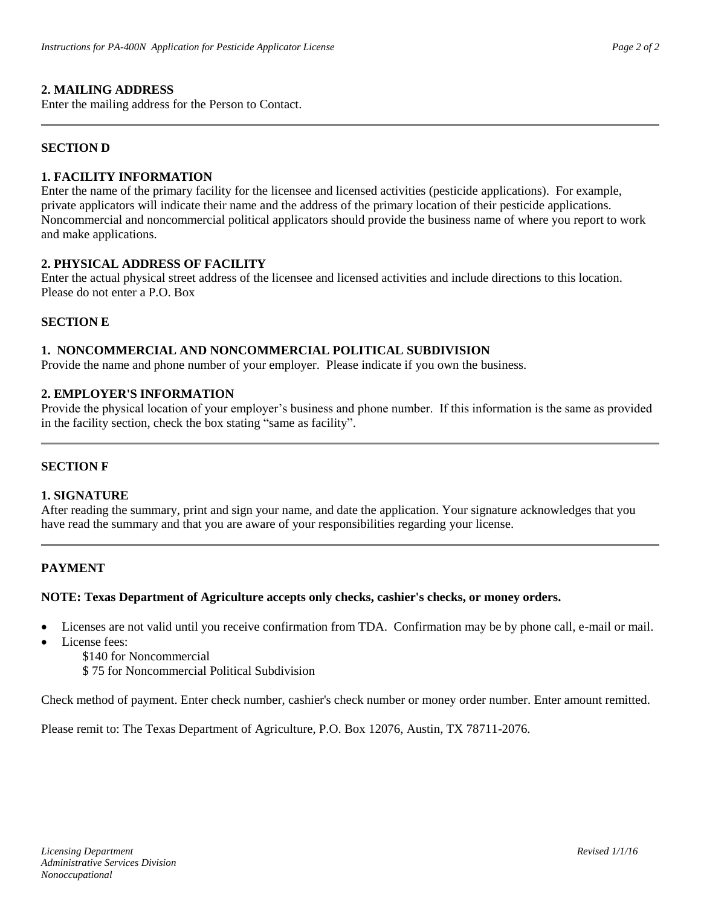### 2. MAILING ADDRESS

Enter the mailing address for the Person to Contact.

---

## SECTION D

### 1. FACILITY INFORMATION

Enter the name of the primary facility for the licensee and licensed activities (pesticide applications). For example, private applicators will indicate their name and the address of the primary location of their pesticide applications. Noncommercial and noncommercial political applicators should provide the business name of where you report to work and make applications.

### 2. PHYSICAL ADDRESS OF FACILITY

Enter the actual physical street address of the licensee and licensed activities and include directions to this location. Please do not enter a P.O. Box

## SECTION E

### 1. NONCOMMERCIAL AND NONCOMMERCIAL POLITICAL SUBDIVISION

Provide the name and phone number of your employer. Please indicate if you own the business.

### 2. EMPLOYER'S INFORMATION

Provide the physical location of your employer's business and phone number. If this information is the same as provided in the facility section, check the box stating "same as facility".

---

## SECTION F

### 1. SIGNATURE

After reading the summary, print and sign your name, and date the application. Your signature acknowledges that you have read the summary and that you are aware of your responsibilities regarding your license.

---

## PAYMENT

**NOTE: Texas Department of Agriculture accepts only checks, cashier's checks, or money orders.**

- Licenses are not valid until you receive confirmation from TDA. Confirmation may be by phone call, e-mail or mail.
- License fees:
  - $140 for Noncommercial
  - $ 75 for Noncommercial Political Subdivision

Check method of payment. Enter check number, cashier's check number or money order number. Enter amount remitted.

Please remit to: The Texas Department of Agriculture, P.O. Box 12076, Austin, TX 78711-2076.

*Licensing Department*
*Administrative Services Division*
*Nonoccupational*

*Revised 1/1/16*